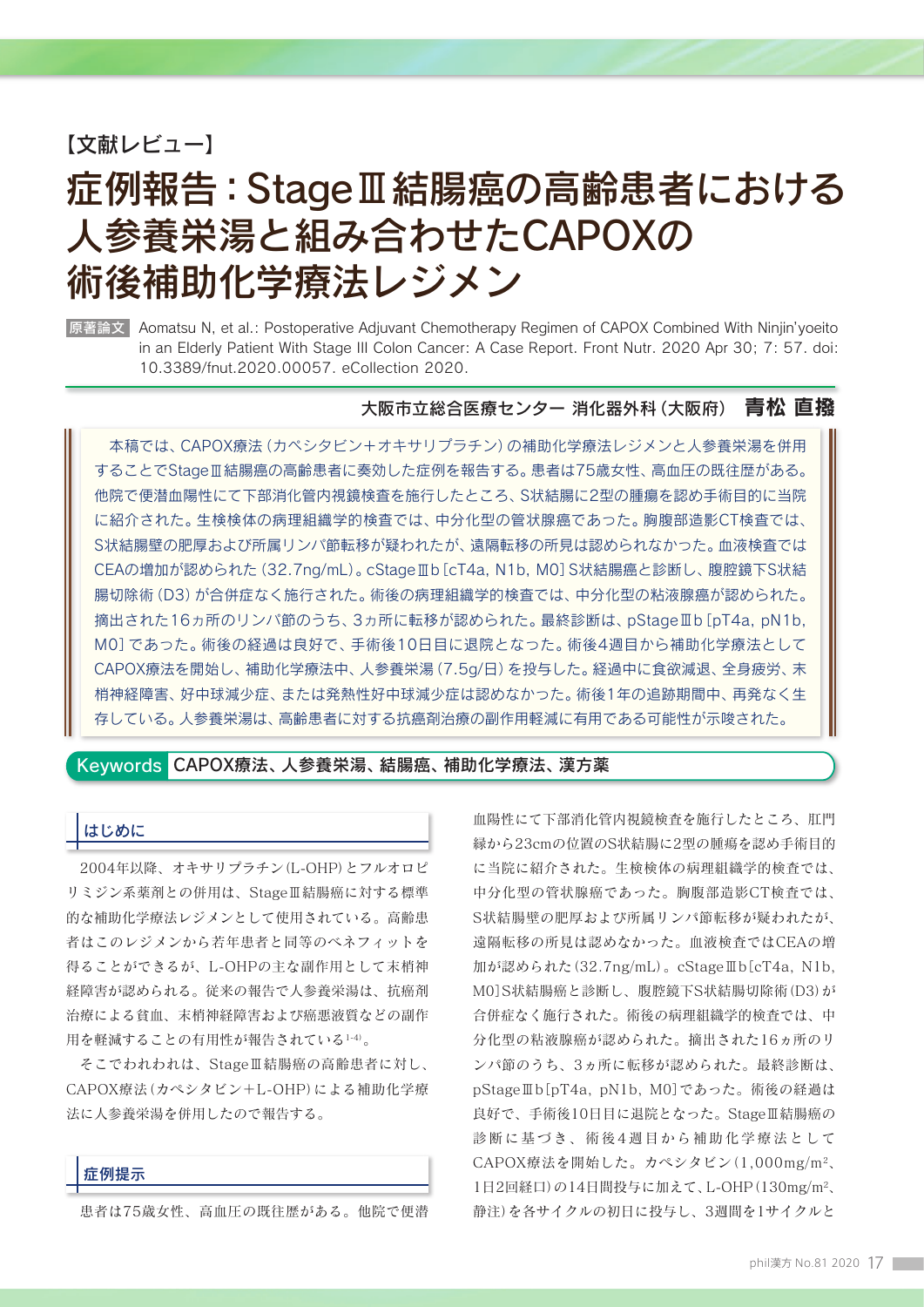【文献レビュー】

# 症例報告：StageⅢ結腸癌の高齢患者における人参養栄湯と組み合わせたCAPOXの術後補助化学療法レジメン

原著論文 Aomatsu N, et al.: Postoperative Adjuvant Chemotherapy Regimen of CAPOX Combined With Ninjin'yoeito in an Elderly Patient With Stage III Colon Cancer: A Case Report. Front Nutr. 2020 Apr 30; 7: 57. doi: 10.3389/fnut.2020.00057. eCollection 2020.

大阪市立総合医療センター 消化器外科（大阪府） **青松 直撥**

本稿では、CAPOX療法（カペシタビン＋オキサリプラチン）の補助化学療法レジメンと人参養栄湯を併用することでStageⅢ結腸癌の高齢患者に奏効した症例を報告する。患者は75歳女性、高血圧の既往歴がある。他院で便潜血陽性にて下部消化管内視鏡検査を施行したところ、S状結腸に2型の腫瘍を認め手術目的で当院に紹介された。生検検体の病理組織学的検査では、中分化型の管状腺癌であった。胸腹部造影CT検査では、S状結腸壁の肥厚および所属リンパ節転移が疑われたが、遠隔転移の所見は認められなかった。血液検査ではCEAの増加が認められた（32.7ng/mL）。cStageⅢb［cT4a, N1b, M0］S状結腸癌と診断し、腹腔鏡下S状結腸切除術（D3）が合併症なく施行された。術後の病理組織学的検査では、中分化型の粘液腺癌が認められた。摘出された16ヵ所のリンパ節のうち、3ヵ所に転移が認められた。最終診断は、pStageⅢb［pT4a, pN1b, M0］であった。術後の経過は良好で、手術後10日目に退院となった。術後4週目から補助化学療法としてCAPOX療法を開始し、補助化学療法中、人参養栄湯（7.5g/日）を投与した。経過中に食欲減退、全身疲労、末梢神経障害、好中球減少症、または発熱性好中球減少症は認めなかった。術後1年の追跡期間中、再発なく生存している。人参養栄湯は、高齢患者に対する抗癌剤治療の副作用軽減に有用である可能性が示唆された。

**Keywords** CAPOX療法、人参養栄湯、結腸癌、補助化学療法、漢方薬

## はじめに

2004年以降、オキサリプラチン（L-OHP）とフルオロピリミジン系薬剤との併用は、StageⅢ結腸癌に対する標準的な補助化学療法レジメンとして使用されている。高齢患者はこのレジメンから若年患者と同等のベネフィットを得ることができるが、L-OHPの主な副作用として末梢神経障害が認められる。従来の報告で人参養栄湯は、抗癌剤治療による貧血、末梢神経障害および癌悪液質などの副作用を軽減することの有用性が報告されている[1-4]。

そこでわれわれは、StageⅢ結腸癌の高齢患者に対し、CAPOX療法（カペシタビン＋L-OHP）による補助化学療法に人参養栄湯を併用したので報告する。

## 症例提示

患者は75歳女性、高血圧の既往歴がある。他院で便潜血陽性にて下部消化管内視鏡検査を施行したところ、肛門縁から23cmの位置のS状結腸に2型の腫瘍を認め手術目的に当院に紹介された。生検検体の病理組織学的検査では、中分化型の管状腺癌であった。胸腹部造影CT検査では、S状結腸壁の肥厚および所属リンパ節転移が疑われたが、遠隔転移の所見は認めなかった。血液検査ではCEAの増加が認められた（32.7ng/mL）。cStageⅢb［cT4a, N1b, M0］S状結腸癌と診断し、腹腔鏡下S状結腸切除術（D3）が合併症なく施行された。術後の病理組織学的検査では、中分化型の粘液腺癌が認められた。摘出された16ヵ所のリンパ節のうち、3ヵ所に転移が認められた。最終診断は、pStageⅢb［pT4a, pN1b, M0］であった。術後の経過は良好で、手術後10日目に退院となった。StageⅢ結腸癌の診断に基づき、術後4週目から補助化学療法としてCAPOX療法を開始した。カペシタビン（1,000mg/m$^2$、1日2回経口）の14日間投与に加えて、L-OHP（130mg/m$^2$、静注）を各サイクルの初日に投与し、3週間を1サイクルと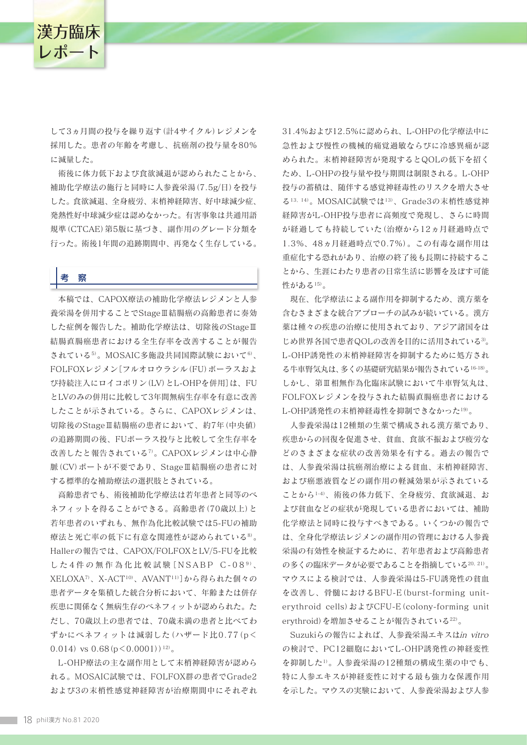して3ヵ月間の投与を繰り返す（計4サイクル）レジメンを採用した。患者の年齢を考慮し、抗癌剤の投与量を80%に減量した。

術後に体力低下および食欲減退が認められたことから、補助化学療法の施行と同時に人参養栄湯（7.5g/日）を投与した。食欲減退、全身疲労、末梢神経障害、好中球減少症、発熱性好中球減少症は認めなかった。有害事象は共通用語規準（CTCAE）第5版に基づき、副作用のグレード分類を行った。術後1年間の追跡期間中、再発なく生存している。

## 考　察

本稿では、CAPOX療法の補助化学療法レジメンと人参養栄湯を併用することでStageⅢ結腸癌の高齢患者に奏効した症例を報告した。補助化学療法は、切除後のStageⅢ結腸直腸癌患者における全生存率を改善することが報告されている[5]。MOSAIC多施設共同国際試験において[6]、FOLFOXレジメン［フルオロウラシル（FU）ボーラスおよび持続注入にロイコボリン（LV）とL-OHPを併用］は、FUとLVのみの併用に比較して3年間無病生存率を有意に改善したことが示されている。さらに、CAPOXレジメンは、切除後のStageⅢ結腸癌の患者において、約7年（中央値）の追跡期間の後、FUボーラス投与と比較して全生存率を改善したと報告されている[7]。CAPOXレジメンは中心静脈（CV）ポートが不要であり、StageⅢ結腸癌の患者に対する標準的な補助療法の選択肢とされている。

高齢患者でも、術後補助化学療法は若年患者と同等のベネフィットを得ることができる。高齢患者（70歳以上）と若年患者のいずれも、無作為化比較試験では5-FUの補助療法と死亡率の低下に有意な関連性が認められている[8]。Hallerの報告では、CAPOX/FOLFOXとLV/5-FUを比較した4件の無作為化比較試験［NSABP C-08[9]、XELOXA[7]、X-ACT[10]、AVANT[11]］から得られた個々の患者データを集積した統合分析において、年齢または併存疾患に関係なく無病生存のベネフィットが認められた。ただし、70歳以上の患者では、70歳未満の患者と比べてわずかにベネフィットは減弱した（ハザード比0.77（$p<0.014$） vs 0.68（$p<0.0001$））[12]。

L-OHP療法の主な副作用として末梢神経障害が認められる。MOSAIC試験では、FOLFOX群の患者でGrade2および3の末梢性感覚神経障害が治療期間中にそれぞれ31.4%および12.5%に認められ、L-OHPの化学療法中に急性および慢性の機械的痛覚過敏ならびに冷感異痛が認められた。末梢神経障害が発現するとQOLの低下を招くため、L-OHPの投与量や投与期間は制限される。L-OHP投与の蓄積は、随伴する感覚神経毒性のリスクを増大させる[13, 14]。MOSAIC試験では[13]、Grade3の末梢性感覚神経障害がL-OHP投与患者に高頻度で発現し、さらに時間が経過しても持続していた（治療から12ヵ月経過時点で1.3%、48ヵ月経過時点で0.7%）。この有毒な副作用は重症化する恐れがあり、治療の終了後も長期に持続することから、生涯にわたり患者の日常生活に影響を及ぼす可能性がある[15]。

現在、化学療法による副作用を抑制するため、漢方薬を含むさまざまな統合アプローチの試みが続いている。漢方薬は種々の疾患の治療に使用されており、アジア諸国をはじめ世界各国で患者QOLの改善を目的に活用されている[3]。L-OHP誘発性の末梢神経障害を抑制するために処方される牛車腎気丸は、多くの基礎研究結果が報告されている[16-18]。しかし、第Ⅲ相無作為化臨床試験において牛車腎気丸は、FOLFOXレジメンを投与された結腸直腸癌患者におけるL-OHP誘発性の末梢神経毒性を抑制できなかった[19]。

人参養栄湯は12種類の生薬で構成される漢方薬であり、疾患からの回復を促進させ、貧血、食欲不振および疲労などのさまざまな症状の改善効果を有する。過去の報告では、人参養栄湯は抗癌剤治療による貧血、末梢神経障害、および癌悪液質などの副作用の軽減効果が示されていることから[1-4]、術後の体力低下、全身疲労、食欲減退、および貧血などの症状が発現している患者においては、補助化学療法と同時に投与すべきである。いくつかの報告では、全身化学療法レジメンの副作用の管理における人参養栄湯の有効性を検証するために、若年患者および高齢患者の多くの臨床データが必要であることを指摘している[20, 21]。マウスによる検討では、人参養栄湯は5-FU誘発性の貧血を改善し、骨髄におけるBFU-E（burst-forming unit-erythroid cells）およびCFU-E（colony-forming unit erythroid）を増加させることが報告されている[22]。

Suzukiらの報告によれば、人参養栄湯エキスは*in vitro*の検討で、PC12細胞においてL-OHP誘発性の神経変性を抑制した[1]。人参養栄湯の12種類の構成生薬の中でも、特に人参エキスが神経変性に対する最も強力な保護作用を示した。マウスの実験において、人参養栄湯および人参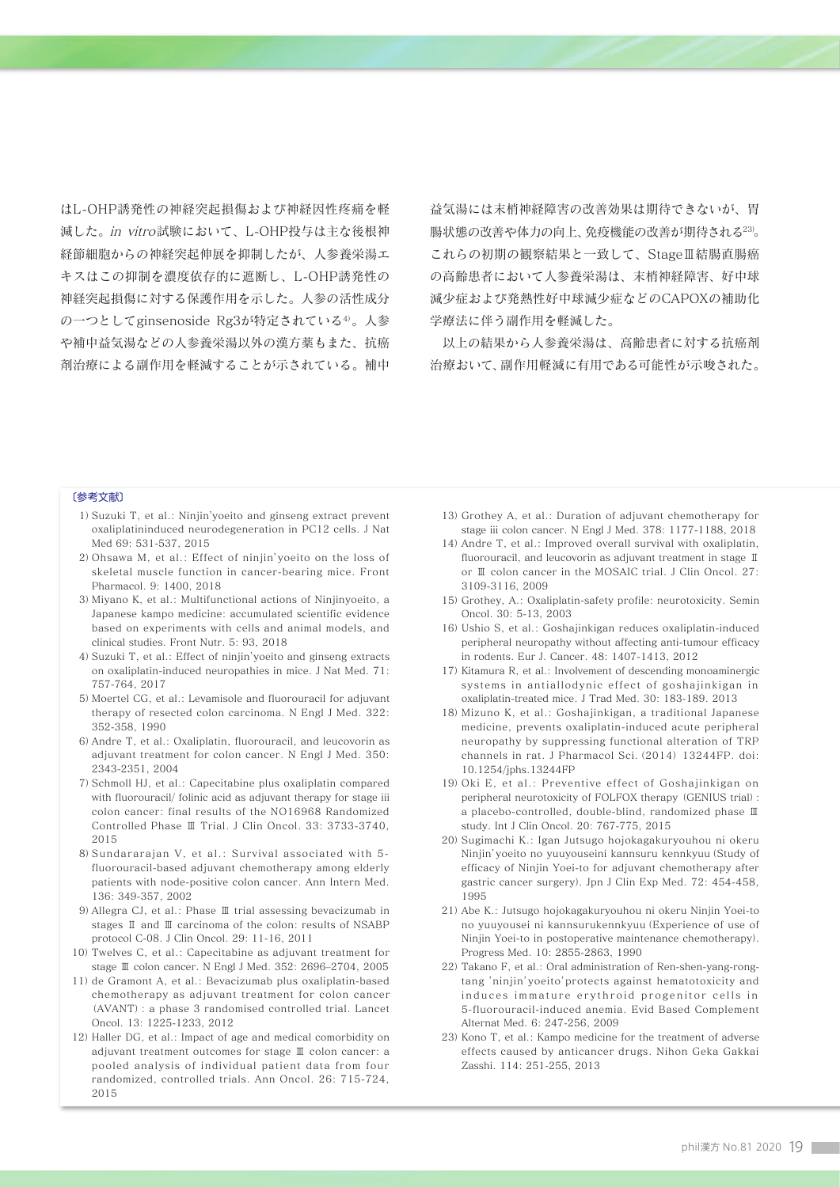はL-OHP誘発性の神経突起損傷および神経因性疼痛を軽減した。*in vitro*試験において、L-OHP投与は主な後根神経節細胞からの神経突起伸展を抑制したが、人参養栄湯エキスはこの抑制を濃度依存的に遮断し、L-OHP誘発性の神経突起損傷に対する保護作用を示した。人参の活性成分の一つとしてginsenoside Rg3が特定されている[4]。人参や補中益気湯などの人参養栄湯以外の漢方薬もまた、抗癌剤治療による副作用を軽減することが示されている。補中益気湯には末梢神経障害の改善効果は期待できないが、胃腸状態の改善や体力の向上、免疫機能の改善が期待される[23]。これらの初期の観察結果と一致して、StageⅢ結腸直腸癌の高齢患者において人参養栄湯は、末梢神経障害、好中球減少症および発熱性好中球減少症などのCAPOXの補助化学療法に伴う副作用を軽減した。

以上の結果から人参養栄湯は、高齢患者に対する抗癌剤治療おいて、副作用軽減に有用である可能性が示唆された。

〔参考文献〕

1) Suzuki T, et al.: Ninjin'yoeito and ginseng extract prevent oxaliplatininduced neurodegeneration in PC12 cells. J Nat Med 69: 531-537, 2015
2) Ohsawa M, et al.: Effect of ninjin'yoeito on the loss of skeletal muscle function in cancer-bearing mice. Front Pharmacol. 9: 1400, 2018
3) Miyano K, et al.: Multifunctional actions of Ninjinyoeito, a Japanese kampo medicine: accumulated scientific evidence based on experiments with cells and animal models, and clinical studies. Front Nutr. 5: 93, 2018
4) Suzuki T, et al.: Effect of ninjin'yoeito and ginseng extracts on oxaliplatin-induced neuropathies in mice. J Nat Med. 71: 757-764, 2017
5) Moertel CG, et al.: Levamisole and fluorouracil for adjuvant therapy of resected colon carcinoma. N Engl J Med. 322: 352-358, 1990
6) Andre T, et al.: Oxaliplatin, fluorouracil, and leucovorin as adjuvant treatment for colon cancer. N Engl J Med. 350: 2343-2351, 2004
7) Schmoll HJ, et al.: Capecitabine plus oxaliplatin compared with fluorouracil/ folinic acid as adjuvant therapy for stage iii colon cancer: final results of the NO16968 Randomized Controlled Phase Ⅲ Trial. J Clin Oncol. 33: 3733-3740, 2015
8) Sundararajan V, et al.: Survival associated with 5-fluorouracil-based adjuvant chemotherapy among elderly patients with node-positive colon cancer. Ann Intern Med. 136: 349-357, 2002
9) Allegra CJ, et al.: Phase Ⅲ trial assessing bevacizumab in stages Ⅱ and Ⅲ carcinoma of the colon: results of NSABP protocol C-08. J Clin Oncol. 29: 11-16, 2011
10) Twelves C, et al.: Capecitabine as adjuvant treatment for stage Ⅲ colon cancer. N Engl J Med. 352: 2696–2704, 2005
11) de Gramont A, et al.: Bevacizumab plus oxaliplatin-based chemotherapy as adjuvant treatment for colon cancer (AVANT) : a phase 3 randomised controlled trial. Lancet Oncol. 13: 1225-1233, 2012
12) Haller DG, et al.: Impact of age and medical comorbidity on adjuvant treatment outcomes for stage Ⅲ colon cancer: a pooled analysis of individual patient data from four randomized, controlled trials. Ann Oncol. 26: 715-724, 2015
13) Grothey A, et al.: Duration of adjuvant chemotherapy for stage iii colon cancer. N Engl J Med. 378: 1177-1188, 2018
14) Andre T, et al.: Improved overall survival with oxaliplatin, fluorouracil, and leucovorin as adjuvant treatment in stage Ⅱ or Ⅲ colon cancer in the MOSAIC trial. J Clin Oncol. 27: 3109-3116, 2009
15) Grothey, A.: Oxaliplatin-safety profile: neurotoxicity. Semin Oncol. 30: 5-13, 2003
16) Ushio S, et al.: Goshajinkigan reduces oxaliplatin-induced peripheral neuropathy without affecting anti-tumour efficacy in rodents. Eur J. Cancer. 48: 1407-1413, 2012
17) Kitamura R, et al.: Involvement of descending monoaminergic systems in antiallodynic effect of goshajinkigan in oxaliplatin-treated mice. J Trad Med. 30: 183-189. 2013
18) Mizuno K, et al.: Goshajinkigan, a traditional Japanese medicine, prevents oxaliplatin-induced acute peripheral neuropathy by suppressing functional alteration of TRP channels in rat. J Pharmacol Sci. (2014) 13244FP. doi: 10.1254/jphs.13244FP
19) Oki E, et al.: Preventive effect of Goshajinkigan on peripheral neurotoxicity of FOLFOX therapy (GENIUS trial) : a placebo-controlled, double-blind, randomized phase Ⅲ study. Int J Clin Oncol. 20: 767-775, 2015
20) Sugimachi K.: Igan Jutsugo hojokagakuryouhou ni okeru Ninjin'yoeito no yuuyouseini kannsuru kennkyuu (Study of efficacy of Ninjin Yoei-to for adjuvant chemotherapy after gastric cancer surgery). Jpn J Clin Exp Med. 72: 454-458, 1995
21) Abe K.: Jutsugo hojokagakuryouhou ni okeru Ninjin Yoei-to no yuuyousei ni kannsurukennkyuu (Experience of use of Ninjin Yoei-to in postoperative maintenance chemotherapy). Progress Med. 10: 2855-2863, 1990
22) Takano F, et al.: Oral administration of Ren-shen-yang-rong-tang 'ninjin'yoeito' protects against hematotoxicity and induces immature erythroid progenitor cells in 5-fluorouracil-induced anemia. Evid Based Complement Alternat Med. 6: 247-256, 2009
23) Kono T, et al.: Kampo medicine for the treatment of adverse effects caused by anticancer drugs. Nihon Geka Gakkai Zasshi. 114: 251-255, 2013